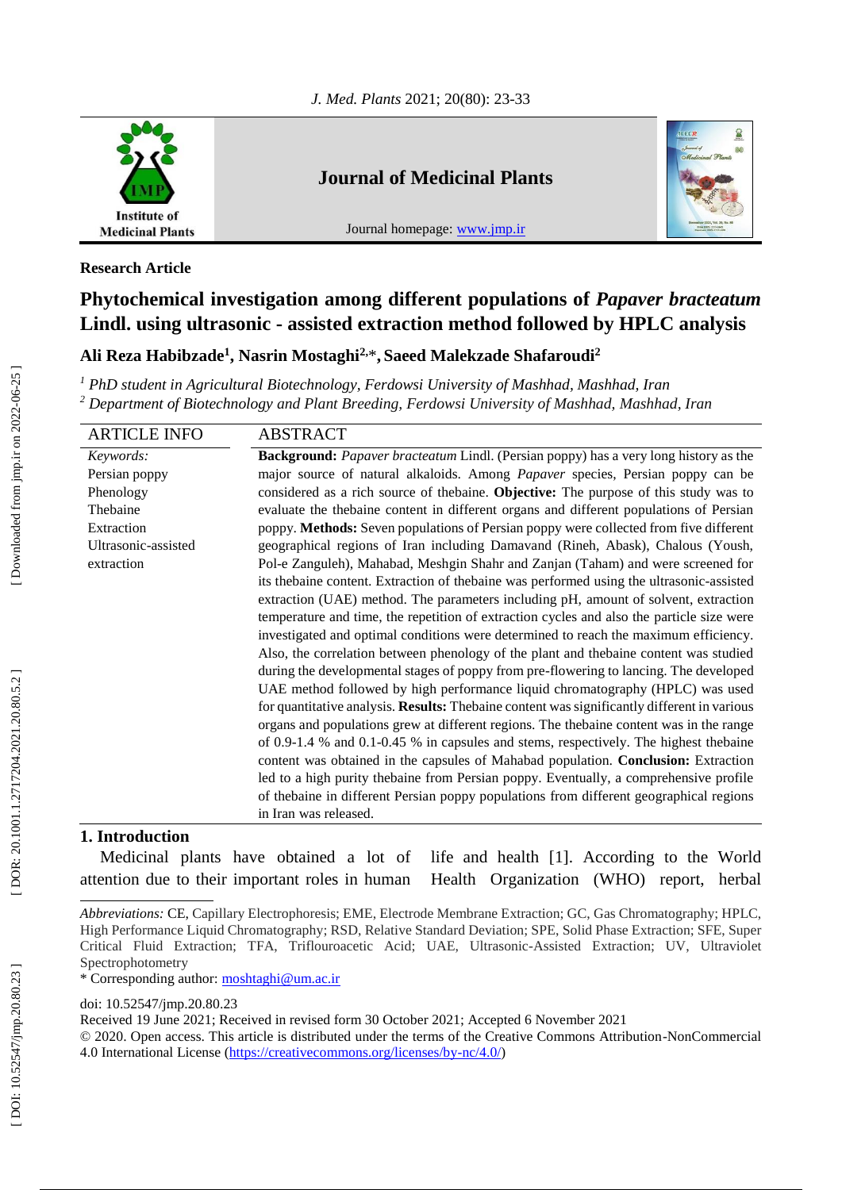**Research Article**

# Phytochemical investigation among different populations of *Papaver bracteatum* Lindl. using ultrasonic - assisted extraction method followed by HPLC analysis

**Ali Reza Habibzade[1], Nasrin Mostaghi[2,*], Saeed Malekzade Shafaroudi[2]**

[1] *PhD student in Agricultural Biotechnology, Ferdowsi University of Mashhad, Mashhad, Iran*

[2] *Department of Biotechnology and Plant Breeding, Ferdowsi University of Mashhad, Mashhad, Iran*

## ARTICLE INFO

*Keywords:*
Persian poppy
Phenology
Thebaine
Extraction
Ultrasonic-assisted extraction

## ABSTRACT

**Background:** *Papaver bracteatum* Lindl. (Persian poppy) has a very long history as the major source of natural alkaloids. Among *Papaver* species, Persian poppy can be considered as a rich source of thebaine. **Objective:** The purpose of this study was to evaluate the thebaine content in different organs and different populations of Persian poppy. **Methods:** Seven populations of Persian poppy were collected from five different geographical regions of Iran including Damavand (Rineh, Abask), Chalous (Yoush, Pol-e Zanguleh), Mahabad, Meshgin Shahr and Zanjan (Taham) and were screened for its thebaine content. Extraction of thebaine was performed using the ultrasonic-assisted extraction (UAE) method. The parameters including pH, amount of solvent, extraction temperature and time, the repetition of extraction cycles and also the particle size were investigated and optimal conditions were determined to reach the maximum efficiency. Also, the correlation between phenology of the plant and thebaine content was studied during the developmental stages of poppy from pre-flowering to lancing. The developed UAE method followed by high performance liquid chromatography (HPLC) was used for quantitative analysis. **Results:** Thebaine content was significantly different in various organs and populations grew at different regions. The thebaine content was in the range of 0.9-1.4 % and 0.1-0.45 % in capsules and stems, respectively. The highest thebaine content was obtained in the capsules of Mahabad population. **Conclusion:** Extraction led to a high purity thebaine from Persian poppy. Eventually, a comprehensive profile of thebaine in different Persian poppy populations from different geographical regions in Iran was released.

## 1. Introduction

Medicinal plants have obtained a lot of attention due to their important roles in human life and health [1]. According to the World Health Organization (WHO) report, herbal

---

*Abbreviations:* CE, Capillary Electrophoresis; EME, Electrode Membrane Extraction; GC, Gas Chromatography; HPLC, High Performance Liquid Chromatography; RSD, Relative Standard Deviation; SPE, Solid Phase Extraction; SFE, Super Critical Fluid Extraction; TFA, Triflouroacetic Acid; UAE, Ultrasonic-Assisted Extraction; UV, Ultraviolet Spectrophotometry

\* Corresponding author: moshtaghi@um.ac.ir

doi: 10.52547/jmp.20.80.23

Received 19 June 2021; Received in revised form 30 October 2021; Accepted 6 November 2021

© 2020. Open access. This article is distributed under the terms of the Creative Commons Attribution-NonCommercial 4.0 International License (https://creativecommons.org/licenses/by-nc/4.0/)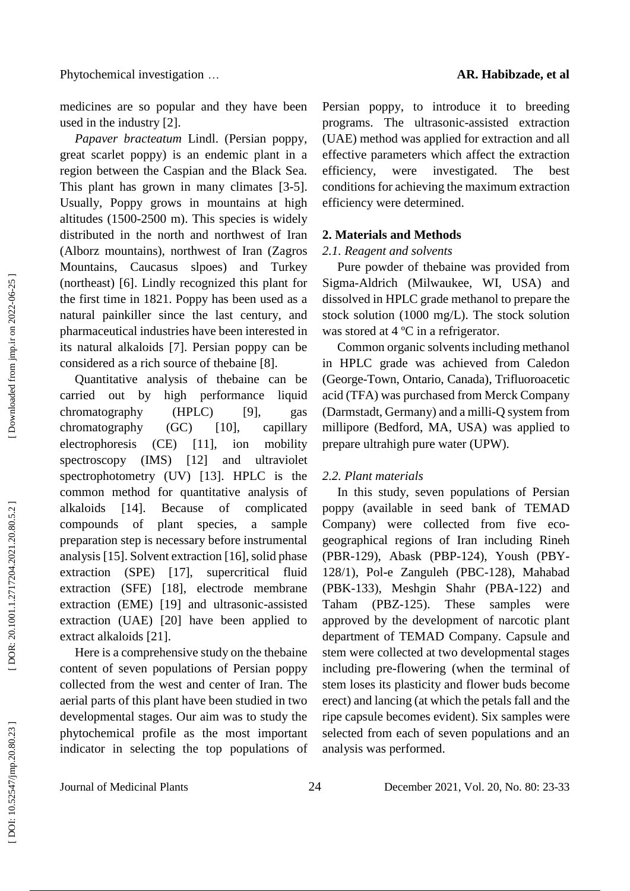medicines are so popular and they have been used in the industry [2].

*Papaver bracteatum* Lindl. (Persian poppy, great scarlet poppy) is an endemic plant in a region between the Caspian and the Black Sea. This plant has grown in many climates [3-5]. Usually, Poppy grows in mountains at high altitudes (1500-2500 m). This species is widely distributed in the north and northwest of Iran (Alborz mountains), northwest of Iran (Zagros Mountains, Caucasus slpoes) and Turkey (northeast) [6]. Lindly recognized this plant for the first time in 1821. Poppy has been used as a natural painkiller since the last century, and pharmaceutical industries have been interested in its natural alkaloids [7]. Persian poppy can be considered as a rich source of thebaine [8].

Quantitative analysis of thebaine can be carried out by high performance liquid chromatography (HPLC) [9], gas chromatography (GC) [10], capillary electrophoresis (CE) [11], ion mobility spectroscopy (IMS) [12] and ultraviolet spectrophotometry (UV) [13]. HPLC is the common method for quantitative analysis of alkaloids [14]. Because of complicated compounds of plant species, a sample preparation step is necessary before instrumental analysis [15]. Solvent extraction [16], solid phase extraction (SPE) [17], supercritical fluid extraction (SFE) [18], electrode membrane extraction (EME) [19] and ultrasonic-assisted extraction (UAE) [20] have been applied to extract alkaloids [21].

Here is a comprehensive study on the thebaine content of seven populations of Persian poppy collected from the west and center of Iran. The aerial parts of this plant have been studied in two developmental stages. Our aim was to study the phytochemical profile as the most important indicator in selecting the top populations of Persian poppy, to introduce it to breeding programs. The ultrasonic-assisted extraction (UAE) method was applied for extraction and all effective parameters which affect the extraction efficiency, were investigated. The best conditions for achieving the maximum extraction efficiency were determined.

## 2. Materials and Methods

### *2.1. Reagent and solvents*

Pure powder of thebaine was provided from Sigma-Aldrich (Milwaukee, WI, USA) and dissolved in HPLC grade methanol to prepare the stock solution (1000 mg/L). The stock solution was stored at 4 ºC in a refrigerator.

Common organic solvents including methanol in HPLC grade was achieved from Caledon (George-Town, Ontario, Canada), Trifluoroacetic acid (TFA) was purchased from Merck Company (Darmstadt, Germany) and a milli-Q system from millipore (Bedford, MA, USA) was applied to prepare ultrahigh pure water (UPW).

### *2.2. Plant materials*

In this study, seven populations of Persian poppy (available in seed bank of TEMAD Company) were collected from five eco-geographical regions of Iran including Rineh (PBR-129), Abask (PBP-124), Yoush (PBY-128/1), Pol-e Zanguleh (PBC-128), Mahabad (PBK-133), Meshgin Shahr (PBA-122) and Taham (PBZ-125). These samples were approved by the development of narcotic plant department of TEMAD Company. Capsule and stem were collected at two developmental stages including pre-flowering (when the terminal of stem loses its plasticity and flower buds become erect) and lancing (at which the petals fall and the ripe capsule becomes evident). Six samples were selected from each of seven populations and an analysis was performed.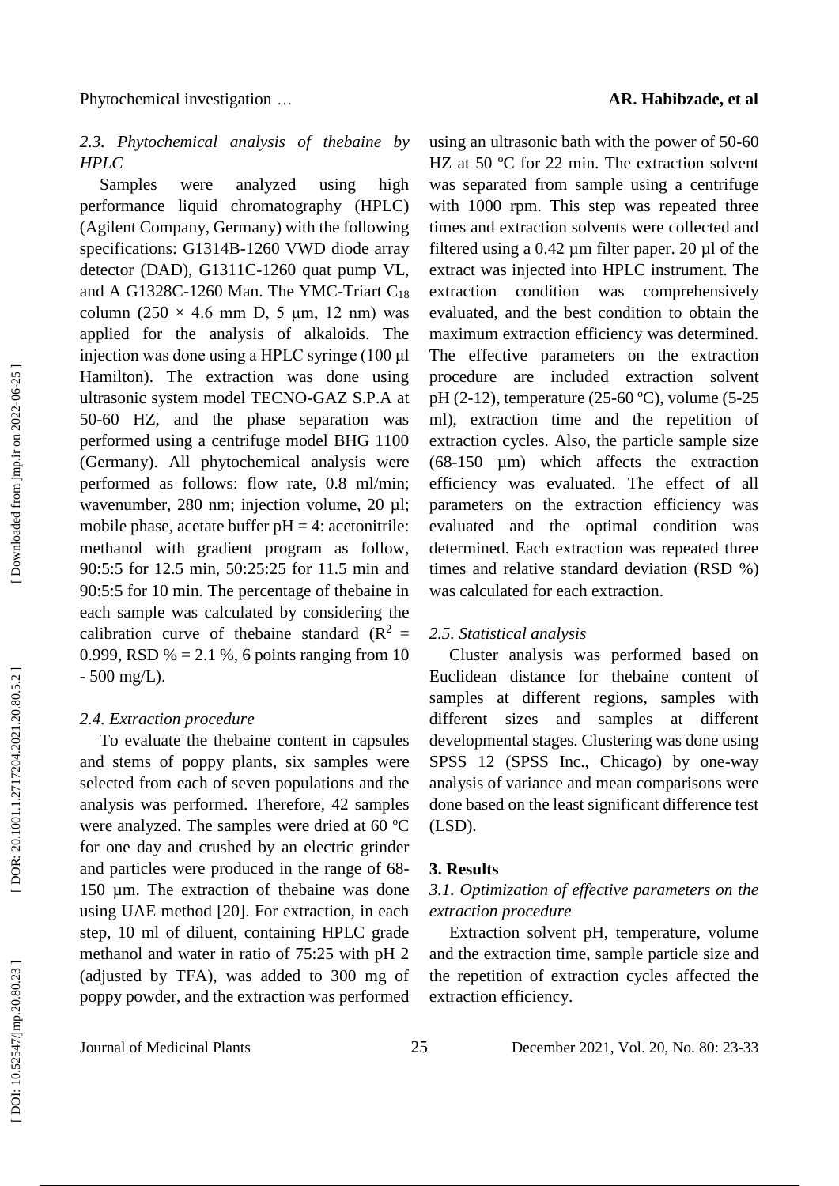### *2.3. Phytochemical analysis of thebaine by HPLC*

Samples were analyzed using high performance liquid chromatography (HPLC) (Agilent Company, Germany) with the following specifications: G1314B-1260 VWD diode array detector (DAD), G1311C-1260 quat pump VL, and A G1328C-1260 Man. The YMC-Triart $C_{18}$ column (250 × 4.6 mm D, 5 µm, 12 nm) was applied for the analysis of alkaloids. The injection was done using a HPLC syringe (100 µl Hamilton). The extraction was done using ultrasonic system model TECNO-GAZ S.P.A at 50-60 HZ, and the phase separation was performed using a centrifuge model BHG 1100 (Germany). All phytochemical analysis were performed as follows: flow rate, 0.8 ml/min; wavenumber, 280 nm; injection volume, 20 µl; mobile phase, acetate buffer pH = 4: acetonitrile: methanol with gradient program as follow, 90:5:5 for 12.5 min, 50:25:25 for 11.5 min and 90:5:5 for 10 min. The percentage of thebaine in each sample was calculated by considering the calibration curve of thebaine standard ($R^2$ = 0.999, RSD % = 2.1 %, 6 points ranging from 10 - 500 mg/L).

### *2.4. Extraction procedure*

To evaluate the thebaine content in capsules and stems of poppy plants, six samples were selected from each of seven populations and the analysis was performed. Therefore, 42 samples were analyzed. The samples were dried at 60 ºC for one day and crushed by an electric grinder and particles were produced in the range of 68-150 µm. The extraction of thebaine was done using UAE method [20]. For extraction, in each step, 10 ml of diluent, containing HPLC grade methanol and water in ratio of 75:25 with pH 2 (adjusted by TFA), was added to 300 mg of poppy powder, and the extraction was performed using an ultrasonic bath with the power of 50-60 HZ at 50 ºC for 22 min. The extraction solvent was separated from sample using a centrifuge with 1000 rpm. This step was repeated three times and extraction solvents were collected and filtered using a 0.42 µm filter paper. 20 µl of the extract was injected into HPLC instrument. The extraction condition was comprehensively evaluated, and the best condition to obtain the maximum extraction efficiency was determined. The effective parameters on the extraction procedure are included extraction solvent pH (2-12), temperature (25-60 ºC), volume (5-25 ml), extraction time and the repetition of extraction cycles. Also, the particle sample size (68-150 µm) which affects the extraction efficiency was evaluated. The effect of all parameters on the extraction efficiency was evaluated and the optimal condition was determined. Each extraction was repeated three times and relative standard deviation (RSD %) was calculated for each extraction.

### *2.5. Statistical analysis*

Cluster analysis was performed based on Euclidean distance for thebaine content of samples at different regions, samples with different sizes and samples at different developmental stages. Clustering was done using SPSS 12 (SPSS Inc., Chicago) by one-way analysis of variance and mean comparisons were done based on the least significant difference test (LSD).

## 3. Results

### *3.1. Optimization of effective parameters on the extraction procedure*

Extraction solvent pH, temperature, volume and the extraction time, sample particle size and the repetition of extraction cycles affected the extraction efficiency.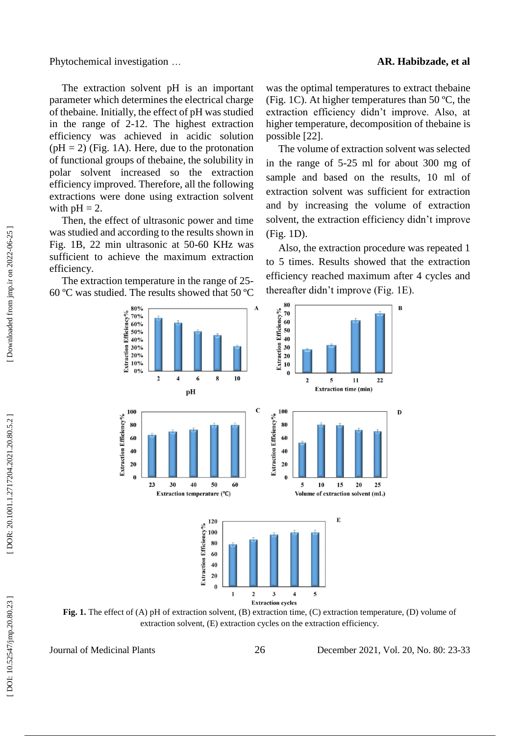The extraction solvent pH is an important parameter which determines the electrical charge of thebaine. Initially, the effect of pH was studied in the range of 2-12. The highest extraction efficiency was achieved in acidic solution (pH = 2) (Fig. 1A). Here, due to the protonation of functional groups of thebaine, the solubility in polar solvent increased so the extraction efficiency improved. Therefore, all the following extractions were done using extraction solvent with pH = 2.

Then, the effect of ultrasonic power and time was studied and according to the results shown in Fig. 1B, 22 min ultrasonic at 50-60 KHz was sufficient to achieve the maximum extraction efficiency.

The extraction temperature in the range of 25-60 ºC was studied. The results showed that 50 ºC was the optimal temperatures to extract thebaine (Fig. 1C). At higher temperatures than 50 ºC, the extraction efficiency didn't improve. Also, at higher temperature, decomposition of thebaine is possible [22].

The volume of extraction solvent was selected in the range of 5-25 ml for about 300 mg of sample and based on the results, 10 ml of extraction solvent was sufficient for extraction and by increasing the volume of extraction solvent, the extraction efficiency didn't improve (Fig. 1D).

Also, the extraction procedure was repeated 1 to 5 times. Results showed that the extraction efficiency reached maximum after 4 cycles and thereafter didn't improve (Fig. 1E).

**Fig. 1.** The effect of (A) pH of extraction solvent, (B) extraction time, (C) extraction temperature, (D) volume of extraction solvent, (E) extraction cycles on the extraction efficiency.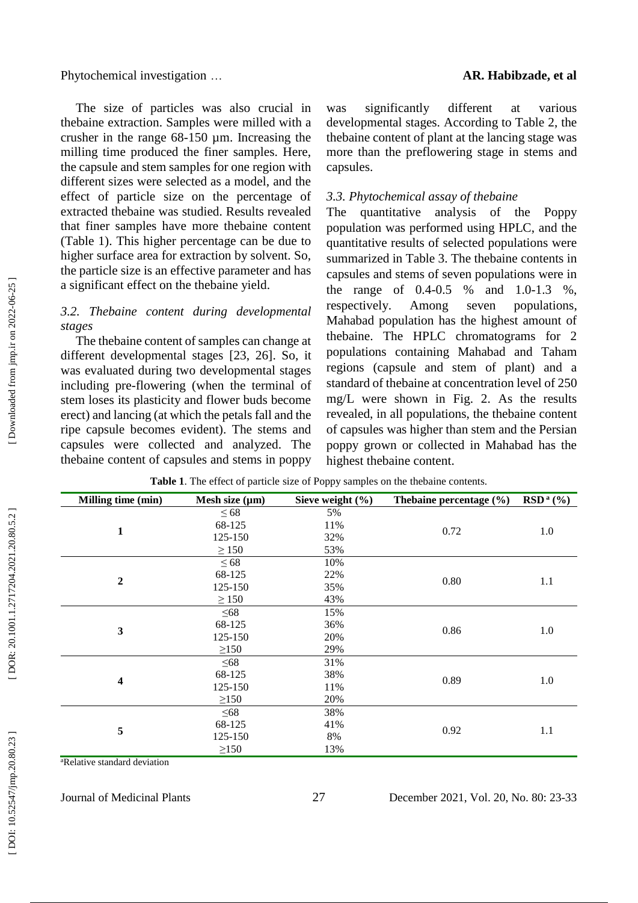The size of particles was also crucial in thebaine extraction. Samples were milled with a crusher in the range 68-150 µm. Increasing the milling time produced the finer samples. Here, the capsule and stem samples for one region with different sizes were selected as a model, and the effect of particle size on the percentage of extracted thebaine was studied. Results revealed that finer samples have more thebaine content (Table 1). This higher percentage can be due to higher surface area for extraction by solvent. So, the particle size is an effective parameter and has a significant effect on the thebaine yield.

### *3.2. Thebaine content during developmental stages*

The thebaine content of samples can change at different developmental stages [23, 26]. So, it was evaluated during two developmental stages including pre-flowering (when the terminal of stem loses its plasticity and flower buds become erect) and lancing (at which the petals fall and the ripe capsule becomes evident). The stems and capsules were collected and analyzed. The thebaine content of capsules and stems in poppy was significantly different at various developmental stages. According to Table 2, the thebaine content of plant at the lancing stage was more than the preflowering stage in stems and capsules.

### *3.3. Phytochemical assay of thebaine*

The quantitative analysis of the Poppy population was performed using HPLC, and the quantitative results of selected populations were summarized in Table 3. The thebaine contents in capsules and stems of seven populations were in the range of 0.4-0.5 % and 1.0-1.3 %, respectively. Among seven populations, Mahabad population has the highest amount of thebaine. The HPLC chromatograms for 2 populations containing Mahabad and Taham regions (capsule and stem of plant) and a standard of thebaine at concentration level of 250 mg/L were shown in Fig. 2. As the results revealed, in all populations, the thebaine content of capsules was higher than stem and the Persian poppy grown or collected in Mahabad has the highest thebaine content.

**Table 1**. The effect of particle size of Poppy samples on the thebaine contents.

| Milling time (min) | Mesh size (µm) | Sieve weight (%) | Thebaine percentage (%) | RSD [a] (%) |
|---|---|---|---|---|
| **1** | ≤ 68 | 5% | 0.72 | 1.0 |
| | 68-125 | 11% | | |
| | 125-150 | 32% | | |
| | ≥ 150 | 53% | | |
| **2** | ≤ 68 | 10% | 0.80 | 1.1 |
| | 68-125 | 22% | | |
| | 125-150 | 35% | | |
| | ≥ 150 | 43% | | |
| **3** | ≤68 | 15% | 0.86 | 1.0 |
| | 68-125 | 36% | | |
| | 125-150 | 20% | | |
| | ≥150 | 29% | | |
| **4** | ≤68 | 31% | 0.89 | 1.0 |
| | 68-125 | 38% | | |
| | 125-150 | 11% | | |
| | ≥150 | 20% | | |
| **5** | ≤68 | 38% | 0.92 | 1.1 |
| | 68-125 | 41% | | |
| | 125-150 | 8% | | |
| | ≥150 | 13% | | |

[a]Relative standard deviation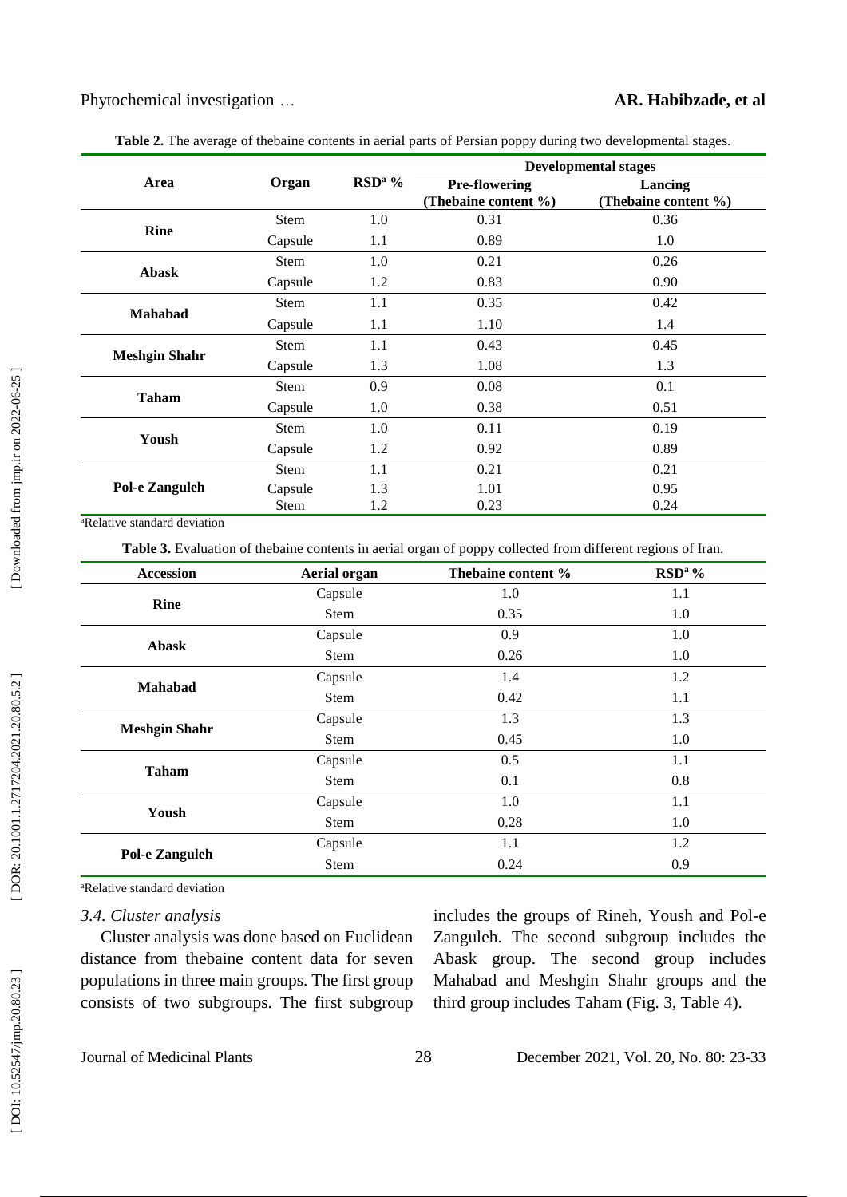**Table 2.** The average of thebaine contents in aerial parts of Persian poppy during two developmental stages.

| Area | Organ | RSD[a] % | Developmental stages | |
|---|---|---|---|---|
| | | | Pre-flowering (Thebaine content %) | Lancing (Thebaine content %) |
| Rine | Stem | 1.0 | 0.31 | 0.36 |
| | Capsule | 1.1 | 0.89 | 1.0 |
| Abask | Stem | 1.0 | 0.21 | 0.26 |
| | Capsule | 1.2 | 0.83 | 0.90 |
| Mahabad | Stem | 1.1 | 0.35 | 0.42 |
| | Capsule | 1.1 | 1.10 | 1.4 |
| Meshgin Shahr | Stem | 1.1 | 0.43 | 0.45 |
| | Capsule | 1.3 | 1.08 | 1.3 |
| Taham | Stem | 0.9 | 0.08 | 0.1 |
| | Capsule | 1.0 | 0.38 | 0.51 |
| Yoush | Stem | 1.0 | 0.11 | 0.19 |
| | Capsule | 1.2 | 0.92 | 0.89 |
| Pol-e Zanguleh | Stem | 1.1 | 0.21 | 0.21 |
| | Capsule | 1.3 | 1.01 | 0.95 |
| | Stem | 1.2 | 0.23 | 0.24 |

[a]Relative standard deviation

**Table 3.** Evaluation of thebaine contents in aerial organ of poppy collected from different regions of Iran.

| Accession | Aerial organ | Thebaine content % | RSD[a] % |
|---|---|---|---|
| Rine | Capsule | 1.0 | 1.1 |
| | Stem | 0.35 | 1.0 |
| Abask | Capsule | 0.9 | 1.0 |
| | Stem | 0.26 | 1.0 |
| Mahabad | Capsule | 1.4 | 1.2 |
| | Stem | 0.42 | 1.1 |
| Meshgin Shahr | Capsule | 1.3 | 1.3 |
| | Stem | 0.45 | 1.0 |
| Taham | Capsule | 0.5 | 1.1 |
| | Stem | 0.1 | 0.8 |
| Yoush | Capsule | 1.0 | 1.1 |
| | Stem | 0.28 | 1.0 |
| Pol-e Zanguleh | Capsule | 1.1 | 1.2 |
| | Stem | 0.24 | 0.9 |

[a]Relative standard deviation

### *3.4. Cluster analysis*

Cluster analysis was done based on Euclidean distance from thebaine content data for seven populations in three main groups. The first group consists of two subgroups. The first subgroup includes the groups of Rineh, Yoush and Pol-e Zanguleh. The second subgroup includes the Abask group. The second group includes Mahabad and Meshgin Shahr groups and the third group includes Taham (Fig. 3, Table 4).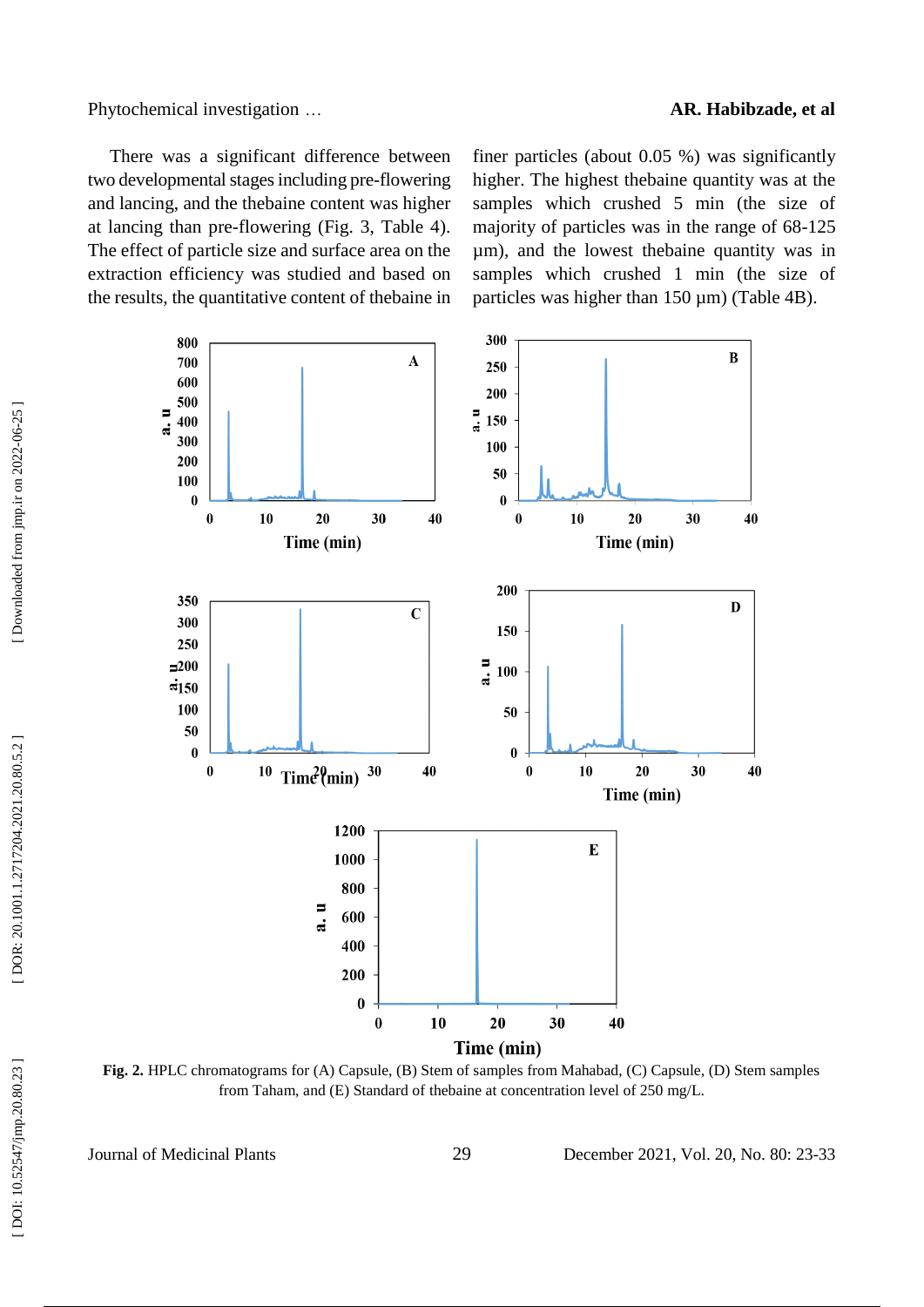There was a significant difference between two developmental stages including pre-flowering and lancing, and the thebaine content was higher at lancing than pre-flowering (Fig. 3, Table 4). The effect of particle size and surface area on the extraction efficiency was studied and based on the results, the quantitative content of thebaine in finer particles (about 0.05 %) was significantly higher. The highest thebaine quantity was at the samples which crushed 5 min (the size of majority of particles was in the range of 68-125 µm), and the lowest thebaine quantity was in samples which crushed 1 min (the size of particles was higher than 150 µm) (Table 4B).

**Fig. 2.** HPLC chromatograms for (A) Capsule, (B) Stem of samples from Mahabad, (C) Capsule, (D) Stem samples from Taham, and (E) Standard of thebaine at concentration level of 250 mg/L.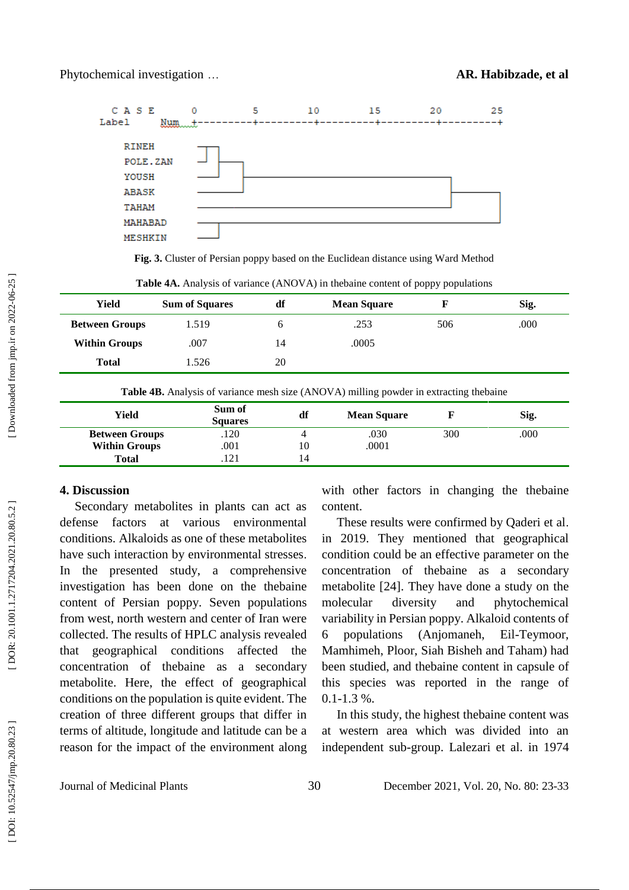Fig. 3. Cluster of Persian poppy based on the Euclidean distance using Ward Method

**Table 4A.** Analysis of variance (ANOVA) in thebaine content of poppy populations

| Yield | Sum of Squares | df | Mean Square | F | Sig. |
|---|---|---|---|---|---|
| **Between Groups** | 1.519 | 6 | .253 | 506 | .000 |
| **Within Groups** | .007 | 14 | .0005 | | |
| **Total** | 1.526 | 20 | | | |

**Table 4B.** Analysis of variance mesh size (ANOVA) milling powder in extracting thebaine

| Yield | Sum of Squares | df | Mean Square | F | Sig. |
|---|---|---|---|---|---|
| **Between Groups** | .120 | 4 | .030 | 300 | .000 |
| **Within Groups** | .001 | 10 | .0001 | | |
| **Total** | .121 | 14 | | | |

## 4. Discussion

Secondary metabolites in plants can act as defense factors at various environmental conditions. Alkaloids as one of these metabolites have such interaction by environmental stresses. In the presented study, a comprehensive investigation has been done on the thebaine content of Persian poppy. Seven populations from west, north western and center of Iran were collected. The results of HPLC analysis revealed that geographical conditions affected the concentration of thebaine as a secondary metabolite. Here, the effect of geographical conditions on the population is quite evident. The creation of three different groups that differ in terms of altitude, longitude and latitude can be a reason for the impact of the environment along with other factors in changing the thebaine content.

These results were confirmed by Qaderi et al. in 2019. They mentioned that geographical condition could be an effective parameter on the concentration of thebaine as a secondary metabolite [24]. They have done a study on the molecular diversity and phytochemical variability in Persian poppy. Alkaloid contents of 6 populations (Anjomaneh, Eil-Teymoor, Mamhimeh, Ploor, Siah Bisheh and Taham) had been studied, and thebaine content in capsule of this species was reported in the range of 0.1-1.3 %.

In this study, the highest thebaine content was at western area which was divided into an independent sub-group. Lalezari et al. in 1974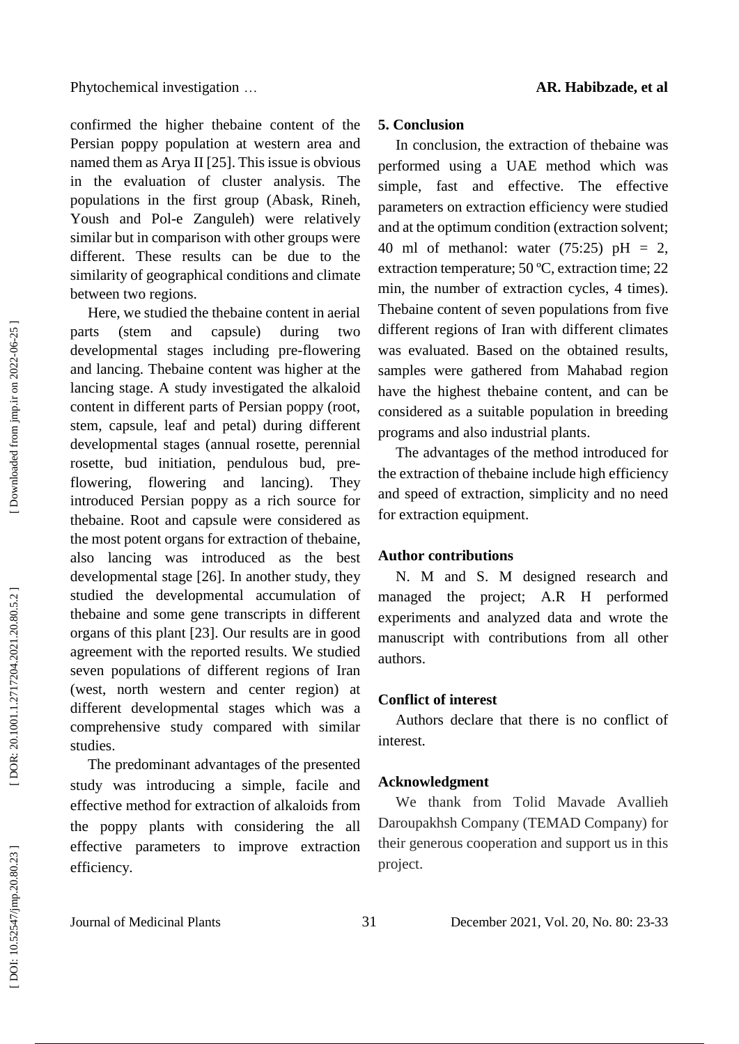confirmed the higher thebaine content of the Persian poppy population at western area and named them as Arya II [25]. This issue is obvious in the evaluation of cluster analysis. The populations in the first group (Abask, Rineh, Yoush and Pol-e Zanguleh) were relatively similar but in comparison with other groups were different. These results can be due to the similarity of geographical conditions and climate between two regions.

Here, we studied the thebaine content in aerial parts (stem and capsule) during two developmental stages including pre-flowering and lancing. Thebaine content was higher at the lancing stage. A study investigated the alkaloid content in different parts of Persian poppy (root, stem, capsule, leaf and petal) during different developmental stages (annual rosette, perennial rosette, bud initiation, pendulous bud, pre-flowering, flowering and lancing). They introduced Persian poppy as a rich source for thebaine. Root and capsule were considered as the most potent organs for extraction of thebaine, also lancing was introduced as the best developmental stage [26]. In another study, they studied the developmental accumulation of thebaine and some gene transcripts in different organs of this plant [23]. Our results are in good agreement with the reported results. We studied seven populations of different regions of Iran (west, north western and center region) at different developmental stages which was a comprehensive study compared with similar studies.

The predominant advantages of the presented study was introducing a simple, facile and effective method for extraction of alkaloids from the poppy plants with considering the all effective parameters to improve extraction efficiency.

## 5. Conclusion

In conclusion, the extraction of thebaine was performed using a UAE method which was simple, fast and effective. The effective parameters on extraction efficiency were studied and at the optimum condition (extraction solvent; 40 ml of methanol: water (75:25) pH = 2, extraction temperature; 50 ºC, extraction time; 22 min, the number of extraction cycles, 4 times). Thebaine content of seven populations from five different regions of Iran with different climates was evaluated. Based on the obtained results, samples were gathered from Mahabad region have the highest thebaine content, and can be considered as a suitable population in breeding programs and also industrial plants.

The advantages of the method introduced for the extraction of thebaine include high efficiency and speed of extraction, simplicity and no need for extraction equipment.

## Author contributions

N. M and S. M designed research and managed the project; A.R H performed experiments and analyzed data and wrote the manuscript with contributions from all other authors.

## Conflict of interest

Authors declare that there is no conflict of interest.

## Acknowledgment

We thank from Tolid Mavade Avallieh Daroupakhsh Company (TEMAD Company) for their generous cooperation and support us in this project.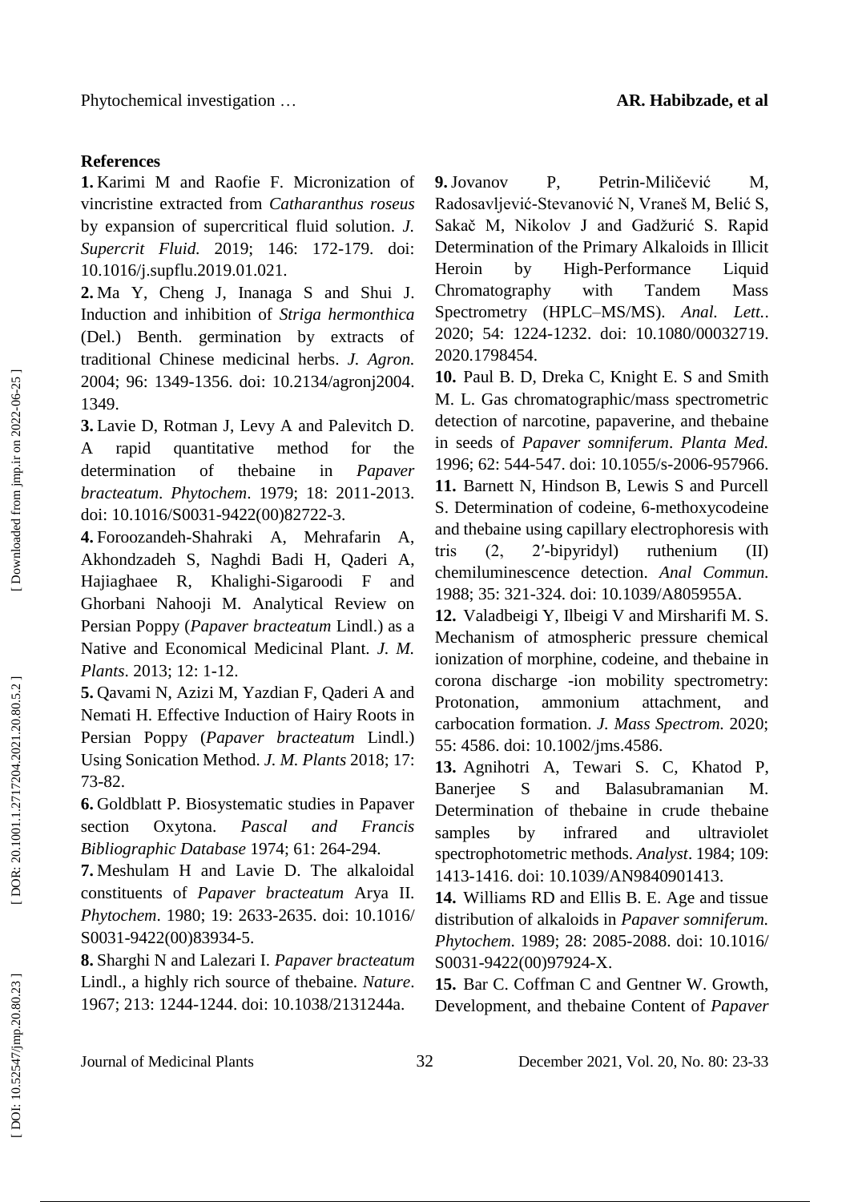## References

**1.** Karimi M and Raofie F. Micronization of vincristine extracted from *Catharanthus roseus* by expansion of supercritical fluid solution. *J. Supercrit Fluid.* 2019; 146: 172-179. doi: 10.1016/j.supflu.2019.01.021.

**2.** Ma Y, Cheng J, Inanaga S and Shui J. Induction and inhibition of *Striga hermonthica* (Del.) Benth. germination by extracts of traditional Chinese medicinal herbs. *J. Agron.* 2004; 96: 1349-1356. doi: 10.2134/agronj2004.1349.

**3.** Lavie D, Rotman J, Levy A and Palevitch D. A rapid quantitative method for the determination of thebaine in *Papaver bracteatum*. *Phytochem*. 1979; 18: 2011-2013. doi: 10.1016/S0031-9422(00)82722-3.

**4.** Foroozandeh-Shahraki A, Mehrafarin A, Akhondzadeh S, Naghdi Badi H, Qaderi A, Hajiaghaee R, Khalighi-Sigaroodi F and Ghorbani Nahooji M. Analytical Review on Persian Poppy (*Papaver bracteatum* Lindl.) as a Native and Economical Medicinal Plant. *J. M. Plants*. 2013; 12: 1-12.

**5.** Qavami N, Azizi M, Yazdian F, Qaderi A and Nemati H. Effective Induction of Hairy Roots in Persian Poppy (*Papaver bracteatum* Lindl.) Using Sonication Method. *J. M. Plants* 2018; 17: 73-82.

**6.** Goldblatt P. Biosystematic studies in Papaver section Oxytona. *Pascal and Francis Bibliographic Database* 1974; 61: 264-294.

**7.** Meshulam H and Lavie D. The alkaloidal constituents of *Papaver bracteatum* Arya II. *Phytochem*. 1980; 19: 2633-2635. doi: 10.1016/S0031-9422(00)83934-5.

**8.** Sharghi N and Lalezari I. *Papaver bracteatum* Lindl., a highly rich source of thebaine. *Nature*. 1967; 213: 1244-1244. doi: 10.1038/2131244a.

**9.** Jovanov P, Petrin-Miličević M, Radosavljević-Stevanović N, Vraneš M, Belić S, Sakač M, Nikolov J and Gadžurić S. Rapid Determination of the Primary Alkaloids in Illicit Heroin by High-Performance Liquid Chromatography with Tandem Mass Spectrometry (HPLC–MS/MS). *Anal. Lett.*. 2020; 54: 1224-1232. doi: 10.1080/00032719.2020.1798454.

**10.** Paul B. D, Dreka C, Knight E. S and Smith M. L. Gas chromatographic/mass spectrometric detection of narcotine, papaverine, and thebaine in seeds of *Papaver somniferum*. *Planta Med.* 1996; 62: 544-547. doi: 10.1055/s-2006-957966.

**11.** Barnett N, Hindson B, Lewis S and Purcell S. Determination of codeine, 6-methoxycodeine and thebaine using capillary electrophoresis with tris (2, 2′-bipyridyl) ruthenium (II) chemiluminescence detection. *Anal Commun.* 1988; 35: 321-324. doi: 10.1039/A805955A.

**12.** Valadbeigi Y, Ilbeigi V and Mirsharifi M. S. Mechanism of atmospheric pressure chemical ionization of morphine, codeine, and thebaine in corona discharge -ion mobility spectrometry: Protonation, ammonium attachment, and carbocation formation. *J. Mass Spectrom.* 2020; 55: 4586. doi: 10.1002/jms.4586.

**13.** Agnihotri A, Tewari S. C, Khatod P, Banerjee S and Balasubramanian M. Determination of thebaine in crude thebaine samples by infrared and ultraviolet spectrophotometric methods. *Analyst*. 1984; 109: 1413-1416. doi: 10.1039/AN9840901413.

**14.** Williams RD and Ellis B. E. Age and tissue distribution of alkaloids in *Papaver somniferum. Phytochem*. 1989; 28: 2085-2088. doi: 10.1016/S0031-9422(00)97924-X.

**15.** Bar C. Coffman C and Gentner W. Growth, Development, and thebaine Content of *Papaver*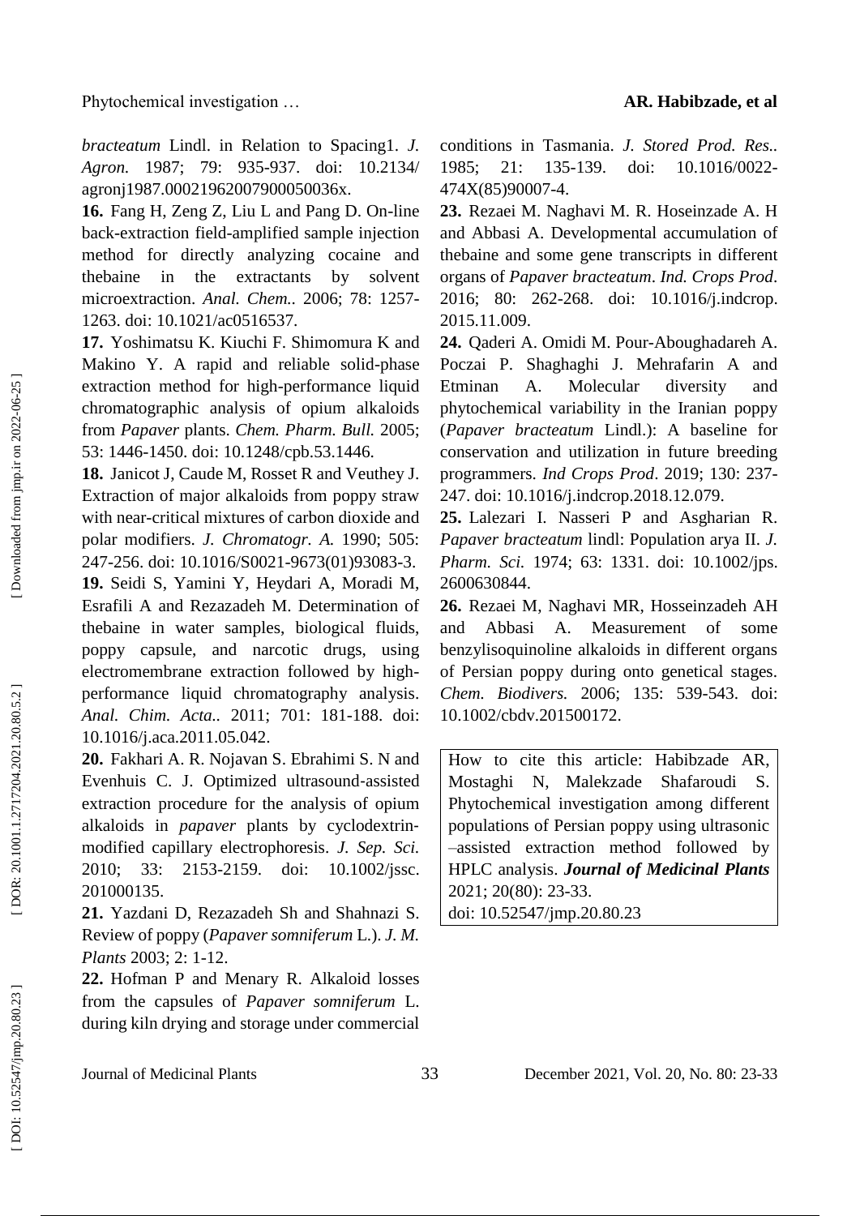*bracteatum* Lindl. in Relation to Spacing1. *J. Agron.* 1987; 79: 935-937. doi: 10.2134/ agronj1987.00021962007900050036x.

**16.** Fang H, Zeng Z, Liu L and Pang D. On-line back-extraction field-amplified sample injection method for directly analyzing cocaine and thebaine in the extractants by solvent microextraction. *Anal. Chem.*. 2006; 78: 1257-1263. doi: 10.1021/ac0516537.

**17.** Yoshimatsu K. Kiuchi F. Shimomura K and Makino Y. A rapid and reliable solid-phase extraction method for high-performance liquid chromatographic analysis of opium alkaloids from *Papaver* plants. *Chem. Pharm. Bull.* 2005; 53: 1446-1450. doi: 10.1248/cpb.53.1446.

**18.** Janicot J, Caude M, Rosset R and Veuthey J. Extraction of major alkaloids from poppy straw with near-critical mixtures of carbon dioxide and polar modifiers. *J. Chromatogr. A.* 1990; 505: 247-256. doi: 10.1016/S0021-9673(01)93083-3.

**19.** Seidi S, Yamini Y, Heydari A, Moradi M, Esrafili A and Rezazadeh M. Determination of thebaine in water samples, biological fluids, poppy capsule, and narcotic drugs, using electromembrane extraction followed by high-performance liquid chromatography analysis. *Anal. Chim. Acta.*. 2011; 701: 181-188. doi: 10.1016/j.aca.2011.05.042.

**20.** Fakhari A. R. Nojavan S. Ebrahimi S. N and Evenhuis C. J. Optimized ultrasound-assisted extraction procedure for the analysis of opium alkaloids in *papaver* plants by cyclodextrin-modified capillary electrophoresis. *J. Sep. Sci.* 2010; 33: 2153-2159. doi: 10.1002/jssc. 201000135.

**21.** Yazdani D, Rezazadeh Sh and Shahnazi S. Review of poppy (*Papaver somniferum* L.). *J. M. Plants* 2003; 2: 1-12.

**22.** Hofman P and Menary R. Alkaloid losses from the capsules of *Papaver somniferum* L. during kiln drying and storage under commercial conditions in Tasmania. *J. Stored Prod. Res.*. 1985; 21: 135-139. doi: 10.1016/0022-474X(85)90007-4.

**23.** Rezaei M. Naghavi M. R. Hoseinzade A. H and Abbasi A. Developmental accumulation of thebaine and some gene transcripts in different organs of *Papaver bracteatum*. *Ind. Crops Prod*. 2016; 80: 262-268. doi: 10.1016/j.indcrop. 2015.11.009.

**24.** Qaderi A. Omidi M. Pour-Aboughadareh A. Poczai P. Shaghaghi J. Mehrafarin A and Etminan A. Molecular diversity and phytochemical variability in the Iranian poppy (*Papaver bracteatum* Lindl.): A baseline for conservation and utilization in future breeding programmers. *Ind Crops Prod*. 2019; 130: 237-247. doi: 10.1016/j.indcrop.2018.12.079.

**25.** Lalezari I. Nasseri P and Asgharian R. *Papaver bracteatum* lindl: Population arya II. *J. Pharm. Sci.* 1974; 63: 1331. doi: 10.1002/jps. 2600630844.

**26.** Rezaei M, Naghavi MR, Hosseinzadeh AH and Abbasi A. Measurement of some benzylisoquinoline alkaloids in different organs of Persian poppy during onto genetical stages. *Chem. Biodivers.* 2006; 135: 539-543. doi: 10.1002/cbdv.201500172.

How to cite this article: Habibzade AR, Mostaghi N, Malekzade Shafaroudi S. Phytochemical investigation among different populations of Persian poppy using ultrasonic –assisted extraction method followed by HPLC analysis. ***Journal of Medicinal Plants*** 2021; 20(80): 23-33.
doi: 10.52547/jmp.20.80.23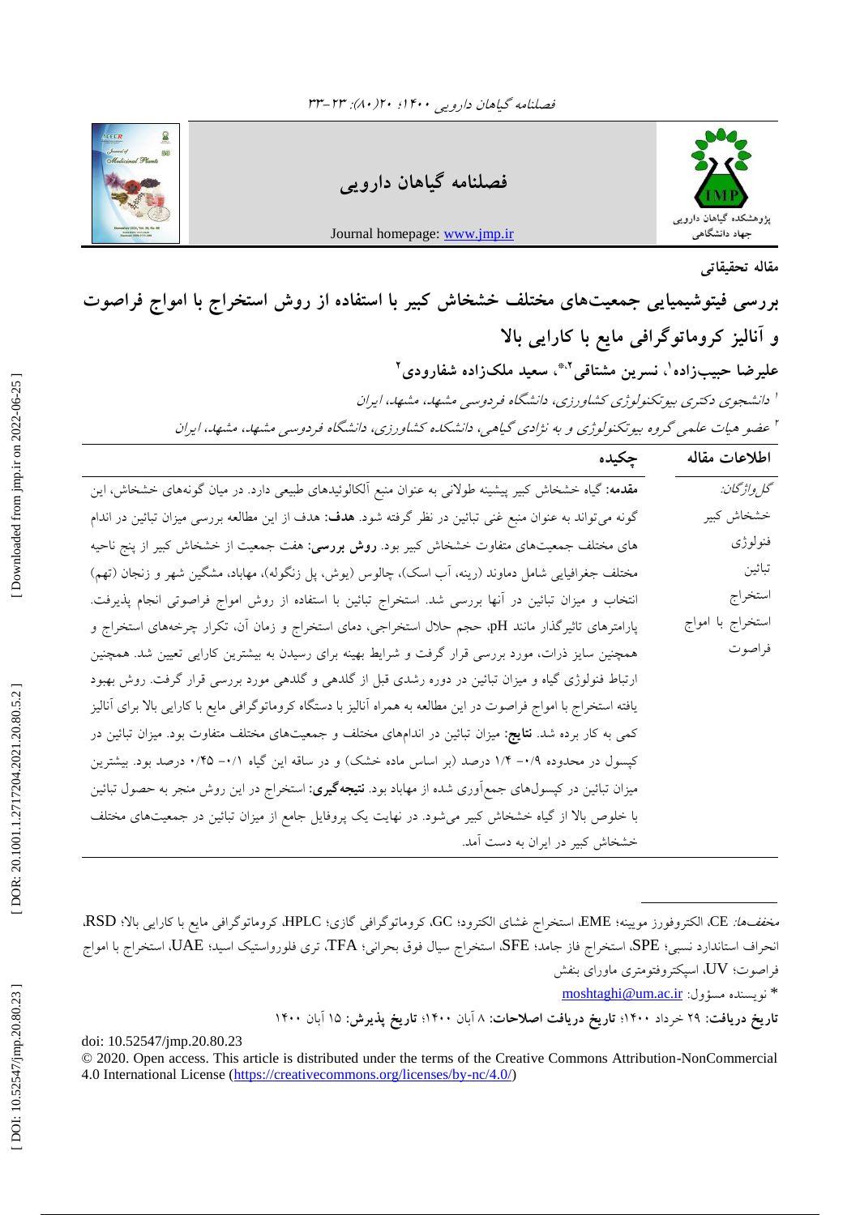مقاله تحقیقاتی

# بررسی فیتوشیمیایی جمعیت‌های مختلف خشخاش کبیر با استفاده از روش استخراج با امواج فراصوت و آنالیز کروماتوگرافی مایع با کارایی بالا

**علیرضا حبیب‌زاده[1]، نسرین مشتاقی[2،*]، سعید ملک‌زاده شفارودی[2]**

[1] دانشجوی دکتری بیوتکنولوژی کشاورزی، دانشگاه فردوسی مشهد، مشهد، ایران

[2] عضو هیات علمی گروه بیوتکنولوژی و به نژادی گیاهی، دانشکده کشاورزی، دانشگاه فردوسی مشهد، مشهد، ایران

| اطلاعات مقاله | چکیده |
|---|---|
| *گل‌واژگان:* خشخاش کبیر، فنولوژی، تبائین، استخراج، استخراج با امواج فراصوت | **مقدمه:** گیاه خشخاش کبیر پیشینه طولانی به عنوان منبع آلکالوئیدهای طبیعی دارد. در میان گونه‌های خشخاش، این گونه می‌تواند به عنوان منبع غنی تبائین در نظر گرفته شود. **هدف:** هدف از این مطالعه بررسی میزان تبائین در اندام های مختلف جمعیت‌های متفاوت خشخاش کبیر بود. **روش بررسی:** هفت جمعیت از خشخاش کبیر از پنج ناحیه مختلف جغرافیایی شامل دماوند (رینه، آب اسک)، چالوس (یوش، پل زنگوله)، مهاباد، مشگین شهر و زنجان (تهم) انتخاب و میزان تبائین در آنها بررسی شد. استخراج تبائین با استفاده از روش امواج فراصوتی انجام پذیرفت. پارامترهای تاثیرگذار مانند pH، حجم حلال استخراجی، دمای استخراج و زمان آن، تکرار چرخه‌های استخراج و همچنین سایز ذرات، مورد بررسی قرار گرفت و شرایط بهینه برای رسیدن به بیشترین کارایی تعیین شد. همچنین ارتباط فنولوژی گیاه و میزان تبائین در دوره رشدی قبل از گلدهی و گلدهی مورد بررسی قرار گرفت. روش بهبود یافته استخراج با امواج فراصوت در این مطالعه به همراه آنالیز با دستگاه کروماتوگرافی مایع با کارایی بالا برای آنالیز کمی به کار برده شد. **نتایج:** میزان تبائین در اندام‌های مختلف و جمعیت‌های مختلف متفاوت بود. میزان تبائین در کپسول در محدوده ۰/۹- ۱/۴ درصد (بر اساس ماده خشک) و در ساقه این گیاه ۰/۱- ۰/۴۵ درصد بود. بیشترین میزان تبائین در کپسول‌های جمع‌آوری شده از مهاباد بود. **نتیجه‌گیری:** استخراج در این روش منجر به حصول تبائین با خلوص بالا از گیاه خشخاش کبیر می‌شود. در نهایت یک پروفایل جامع از میزان تبائین در جمعیت‌های مختلف خشخاش کبیر در ایران به دست آمد. |

*مخفف‌ها:* CE، الکتروفورز مویینه؛ EME، استخراج غشای الکترود؛ GC، کروماتوگرافی گازی؛ HPLC، کروماتوگرافی مایع با کارایی بالا؛ RSD، انحراف استاندارد نسبی؛ SPE، استخراج فاز جامد؛ SFE، استخراج سیال فوق بحرانی؛ TFA، تری فلورواستیک اسید؛ UAE، استخراج با امواج فراصوت؛ UV، اسپکتروفوتومتری ماورای بنفش

* نویسنده مسؤول: moshtaghi@um.ac.ir

**تاریخ دریافت:** ۲۹ خرداد ۱۴۰۰؛ **تاریخ دریافت اصلاحات:** ۸ آبان ۱۴۰۰؛ **تاریخ پذیرش:** ۱۵ آبان ۱۴۰۰

doi: 10.52547/jmp.20.80.23

© 2020. Open access. This article is distributed under the terms of the Creative Commons Attribution-NonCommercial 4.0 International License (https://creativecommons.org/licenses/by-nc/4.0/)